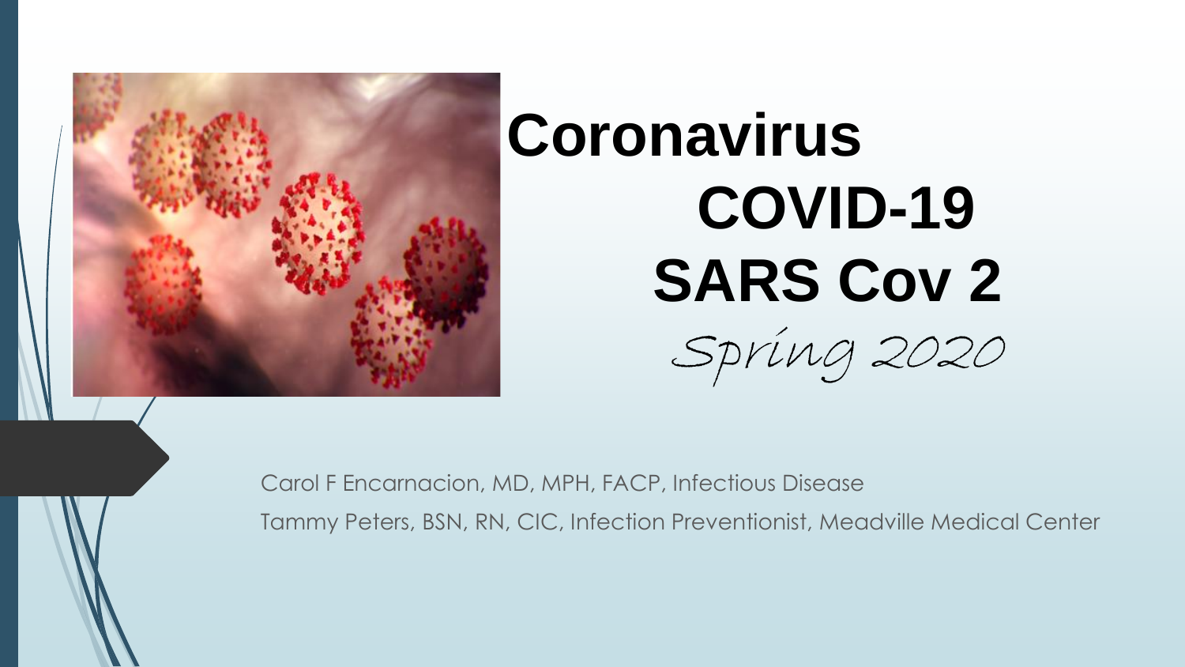# Coronavirus COVID-19 SARS Cov 2

*Spring 2020*

Carol F Encarnacion, MD, MPH, FACP, Infectious Disease

Tammy Peters, BSN, RN, CIC, Infection Preventionist, Meadville Medical Center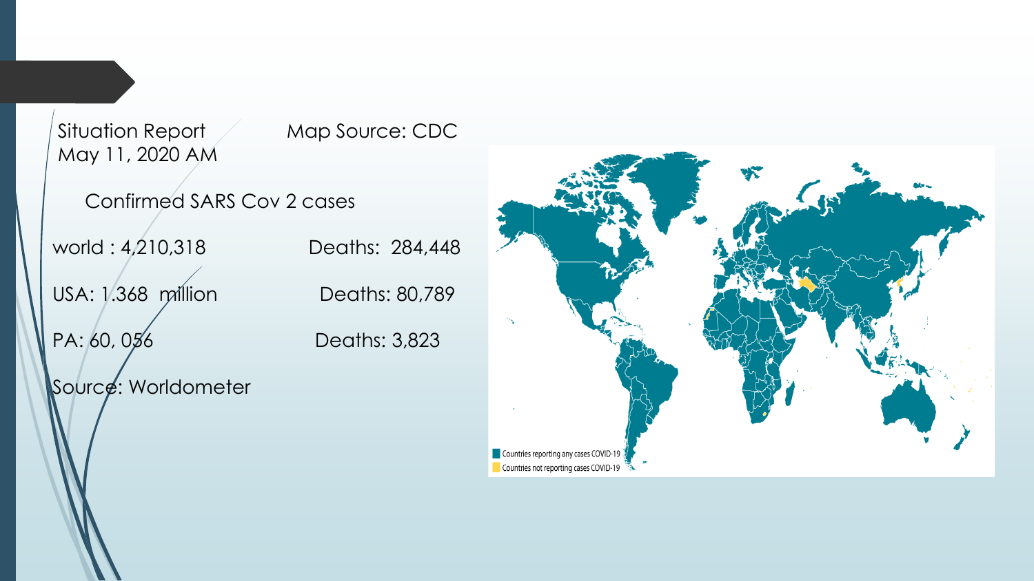Situation Report
May 11, 2020 AM

Map Source: CDC

Confirmed SARS Cov 2 cases

world : 4,210,318 Deaths: 284,448

USA: 1.368 million Deaths: 80,789

PA: 60, 056 Deaths: 3,823

Source: Worldometer

Countries reporting any cases COVID-19

Countries not reporting cases COVID-19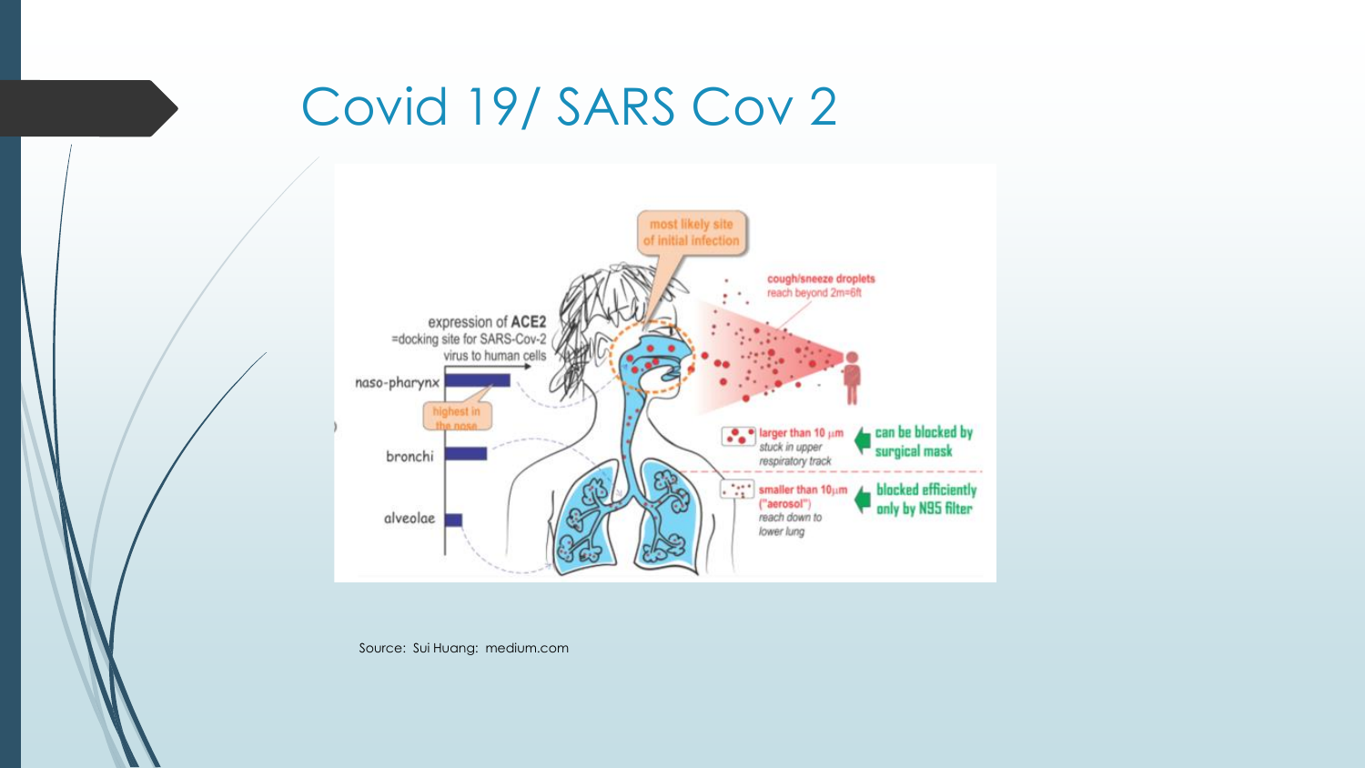# Covid 19/ SARS Cov 2

expression of **ACE2** =docking site for SARS-Cov-2 virus to human cells

naso-pharynx

highest in the nose

bronchi

alveolae

most likely site of initial infection

cough/sneeze droplets reach beyond 2m=6ft

larger than 10 μm stuck in upper respiratory track — can be blocked by surgical mask

smaller than 10μm ("aerosol") reach down to lower lung — blocked efficiently only by N95 filter

Source: Sui Huang: medium.com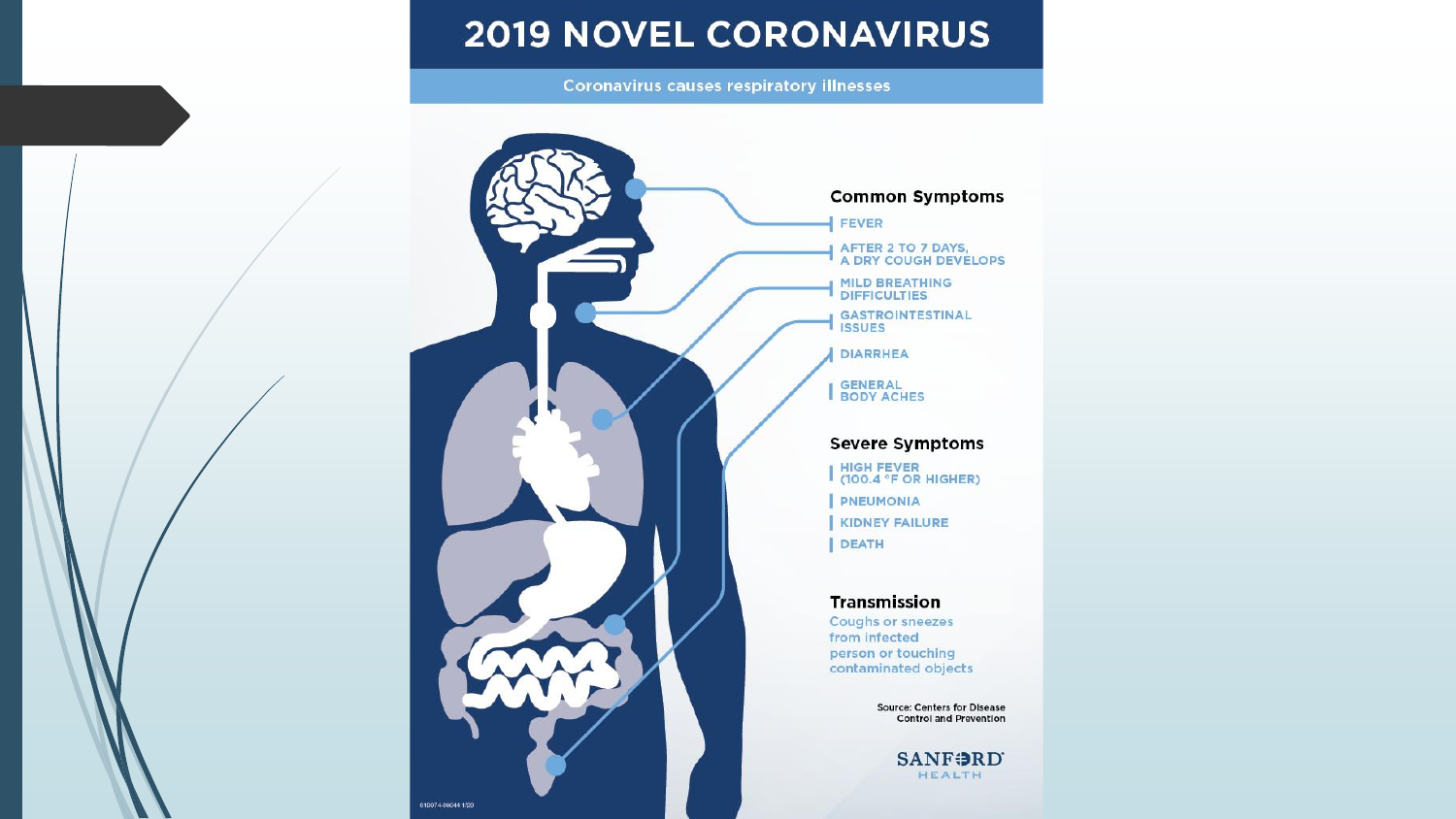# 2019 NOVEL CORONAVIRUS

Coronavirus causes respiratory illnesses

### Common Symptoms

- FEVER
- AFTER 2 TO 7 DAYS, A DRY COUGH DEVELOPS
- MILD BREATHING DIFFICULTIES
- GASTROINTESTINAL ISSUES
- DIARRHEA
- GENERAL BODY ACHES

### Severe Symptoms

- HIGH FEVER (100.4 °F OR HIGHER)
- PNEUMONIA
- KIDNEY FAILURE
- DEATH

### Transmission

Coughs or sneezes from infected person or touching contaminated objects

Source: Centers for Disease Control and Prevention

SANFORD HEALTH

010074-00044 1/20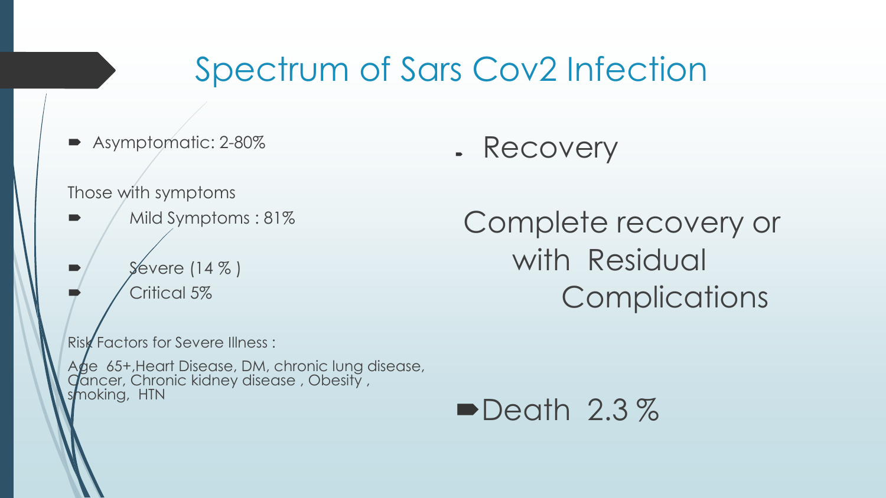# Spectrum of Sars Cov2 Infection

- Asymptomatic: 2-80%

Those with symptoms

- Mild Symptoms : 81%
- Severe (14 % )
- Critical 5%

Risk Factors for Severe Illness :

Age 65+,Heart Disease, DM, chronic lung disease, Cancer, Chronic kidney disease , Obesity , smoking, HTN

- Recovery

Complete recovery or with Residual Complications

- Death 2.3 %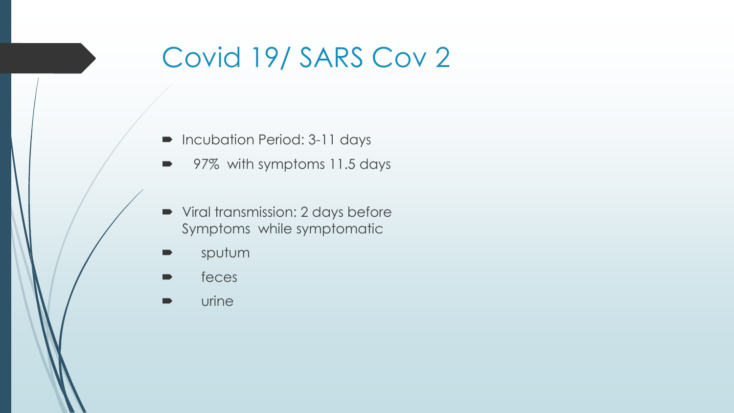# Covid 19/ SARS Cov 2

- Incubation Period: 3-11 days
- 97% with symptoms 11.5 days

- Viral transmission: 2 days before Symptoms while symptomatic
- sputum
- feces
- urine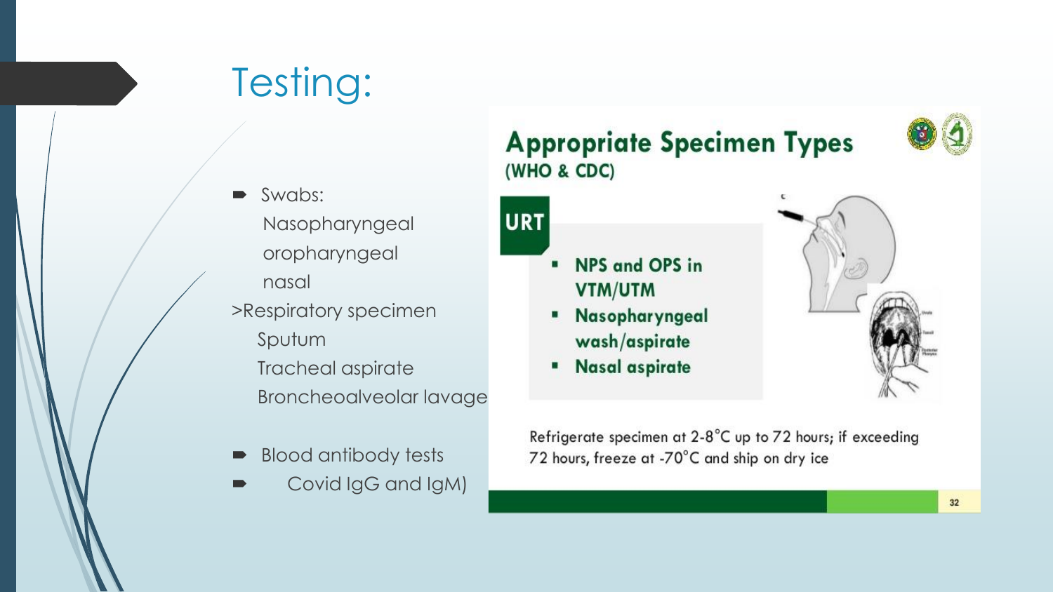# Testing:

- Swabs:
  - Nasopharyngeal
  - oropharyngeal
  - nasal

>Respiratory specimen

- Sputum
- Tracheal aspirate
- Broncheoalveolar lavage

- Blood antibody tests
- Covid IgG and IgM)

## Appropriate Specimen Types
(WHO & CDC)

**URT**

- NPS and OPS in VTM/UTM
- Nasopharyngeal wash/aspirate
- Nasal aspirate

Refrigerate specimen at 2-8°C up to 72 hours; if exceeding 72 hours, freeze at -70°C and ship on dry ice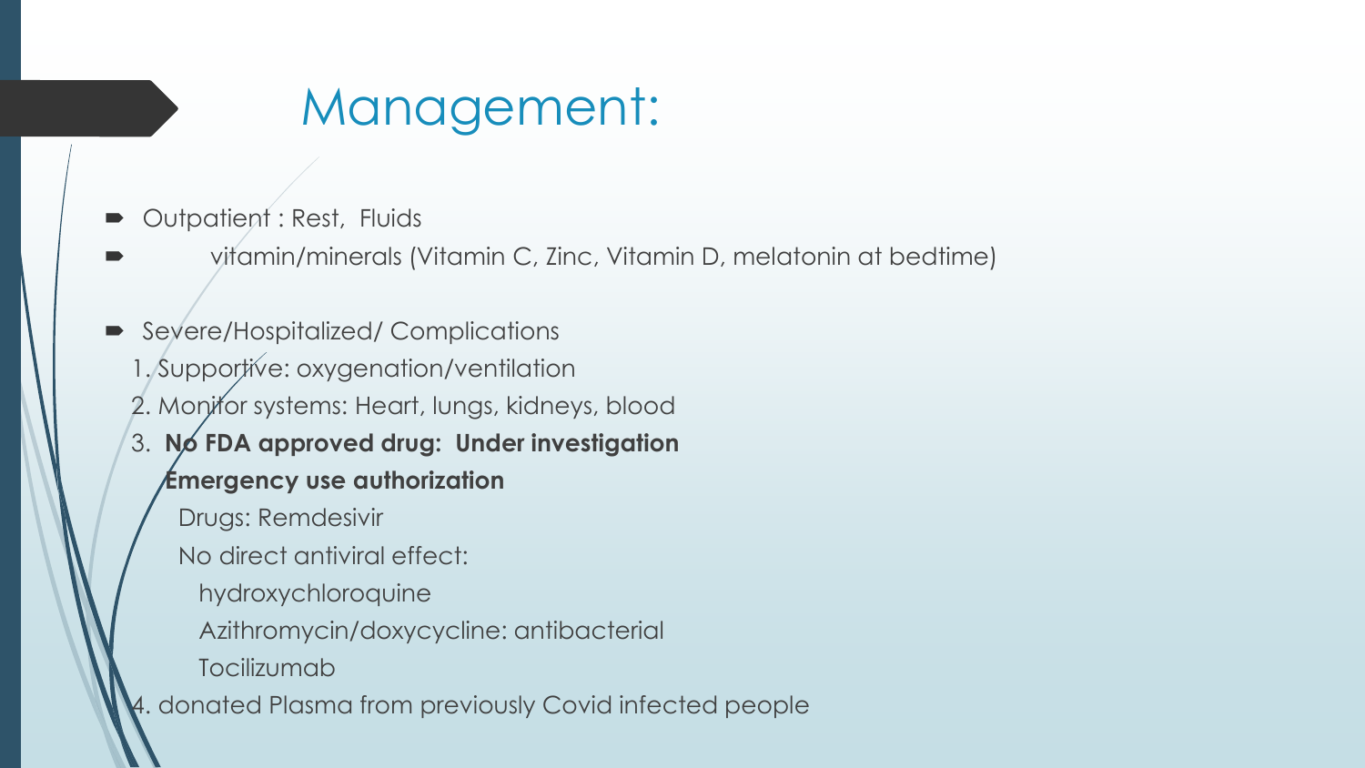# Management:

- Outpatient : Rest, Fluids
- vitamin/minerals (Vitamin C, Zinc, Vitamin D, melatonin at bedtime)

- Severe/Hospitalized/ Complications
  1. Supportive: oxygenation/ventilation
  2. Monitor systems: Heart, lungs, kidneys, blood
  3. **No FDA approved drug: Under investigation**
     **Emergency use authorization**
     Drugs: Remdesivir
     No direct antiviral effect:
     hydroxychloroquine
     Azithromycin/doxycycline: antibacterial
     Tocilizumab
  4. donated Plasma from previously Covid infected people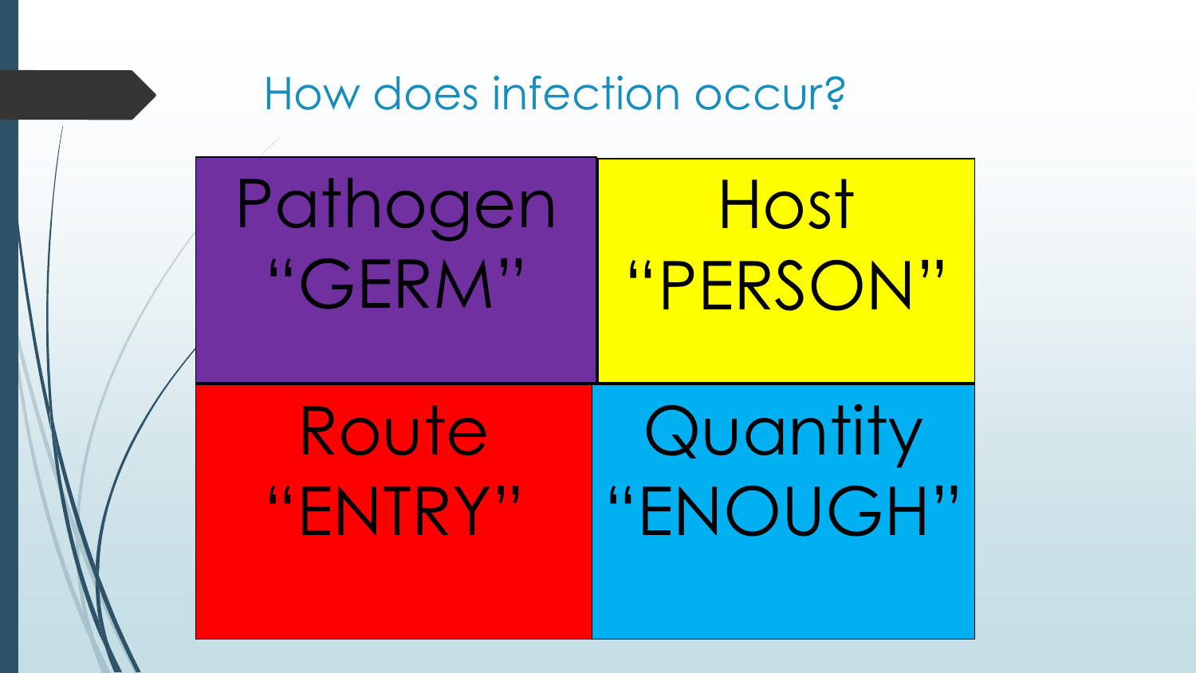# How does infection occur?

| Pathogen "GERM" | Host "PERSON" |
| --- | --- |
| Route "ENTRY" | Quantity "ENOUGH" |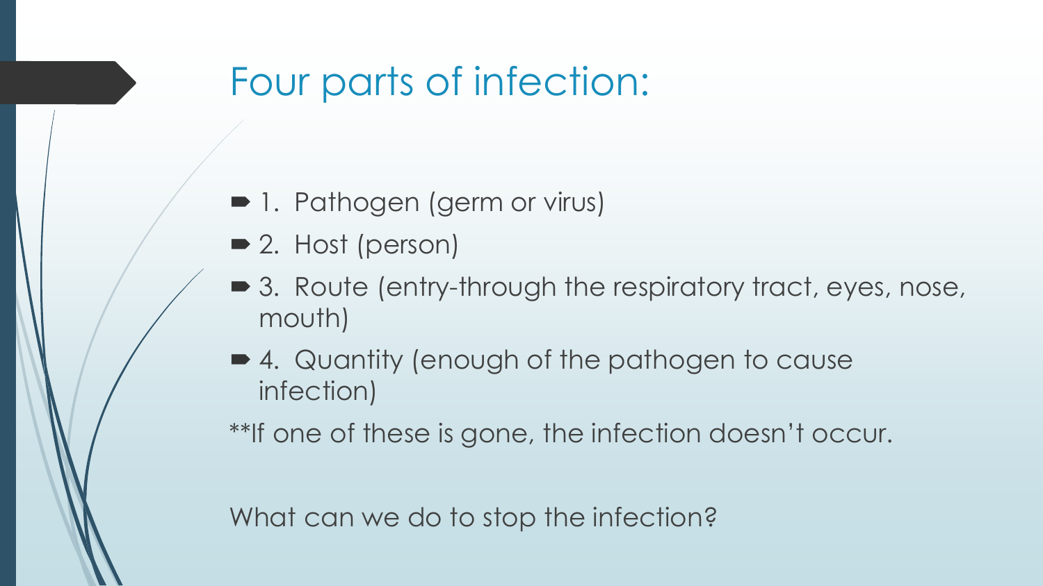# Four parts of infection:

- 1. Pathogen (germ or virus)
- 2. Host (person)
- 3. Route (entry-through the respiratory tract, eyes, nose, mouth)
- 4. Quantity (enough of the pathogen to cause infection)

**If one of these is gone, the infection doesn't occur.

What can we do to stop the infection?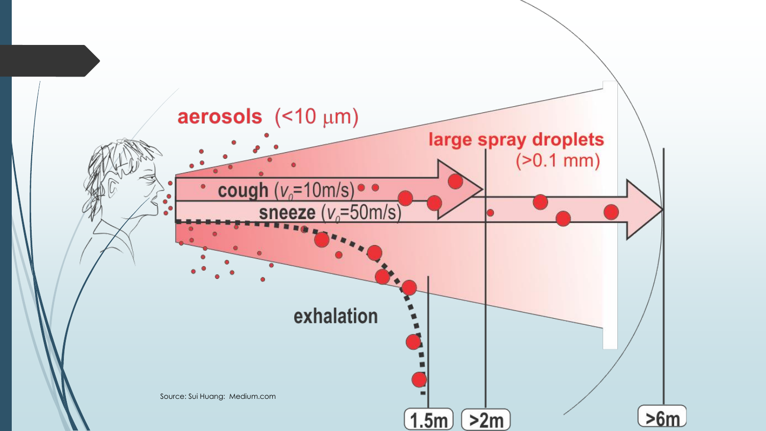aerosols (<10 μm)

large spray droplets (>0.1 mm)

cough ($v_0$=10m/s)

sneeze ($v_0$=50m/s)

exhalation

1.5m

>2m

>6m

Source: Sui Huang: Medium.com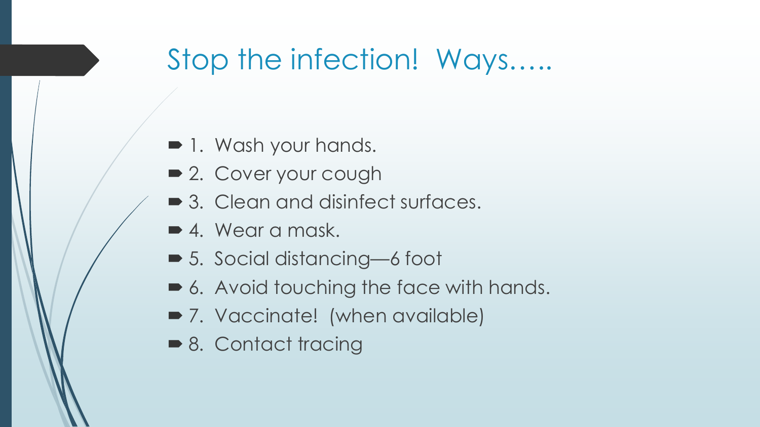# Stop the infection!  Ways…..

- 1. Wash your hands.
- 2. Cover your cough
- 3. Clean and disinfect surfaces.
- 4. Wear a mask.
- 5. Social distancing—6 foot
- 6. Avoid touching the face with hands.
- 7. Vaccinate!  (when available)
- 8. Contact tracing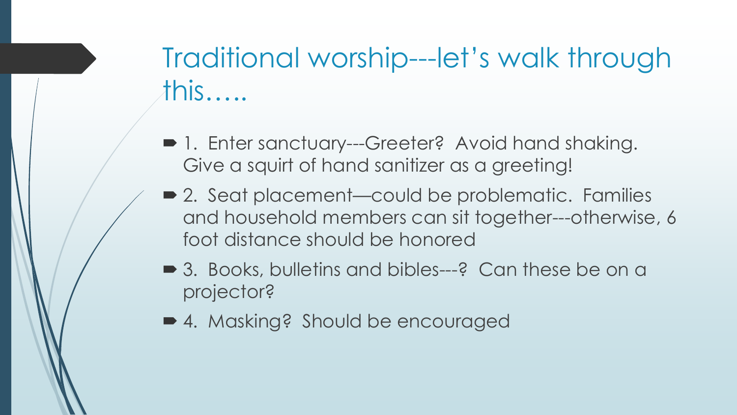# Traditional worship---let's walk through this…..

- 1. Enter sanctuary---Greeter? Avoid hand shaking. Give a squirt of hand sanitizer as a greeting!
- 2. Seat placement—could be problematic. Families and household members can sit together---otherwise, 6 foot distance should be honored
- 3. Books, bulletins and bibles---? Can these be on a projector?
- 4. Masking? Should be encouraged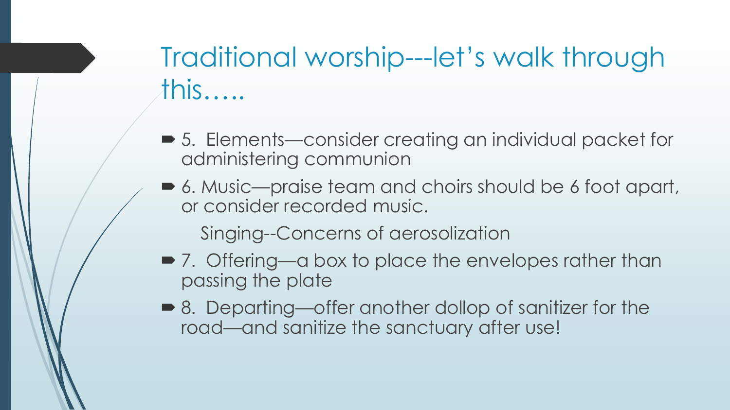# Traditional worship---let's walk through this…..

- 5. Elements—consider creating an individual packet for administering communion
- 6. Music—praise team and choirs should be 6 foot apart, or consider recorded music.

  Singing--Concerns of aerosolization
- 7. Offering—a box to place the envelopes rather than passing the plate
- 8. Departing—offer another dollop of sanitizer for the road—and sanitize the sanctuary after use!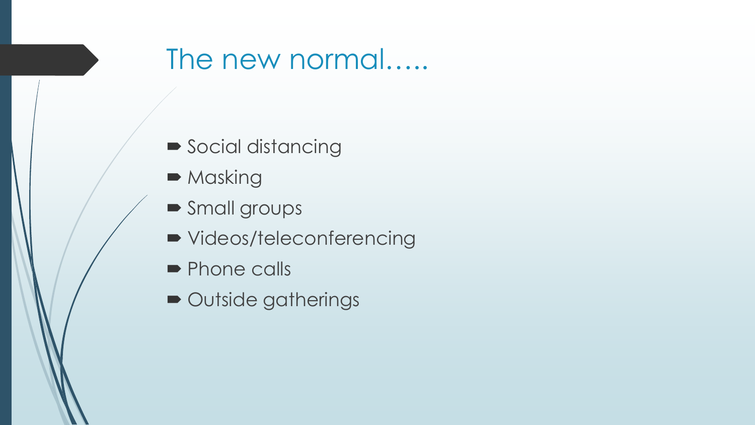# The new normal…..

- Social distancing
- Masking
- Small groups
- Videos/teleconferencing
- Phone calls
- Outside gatherings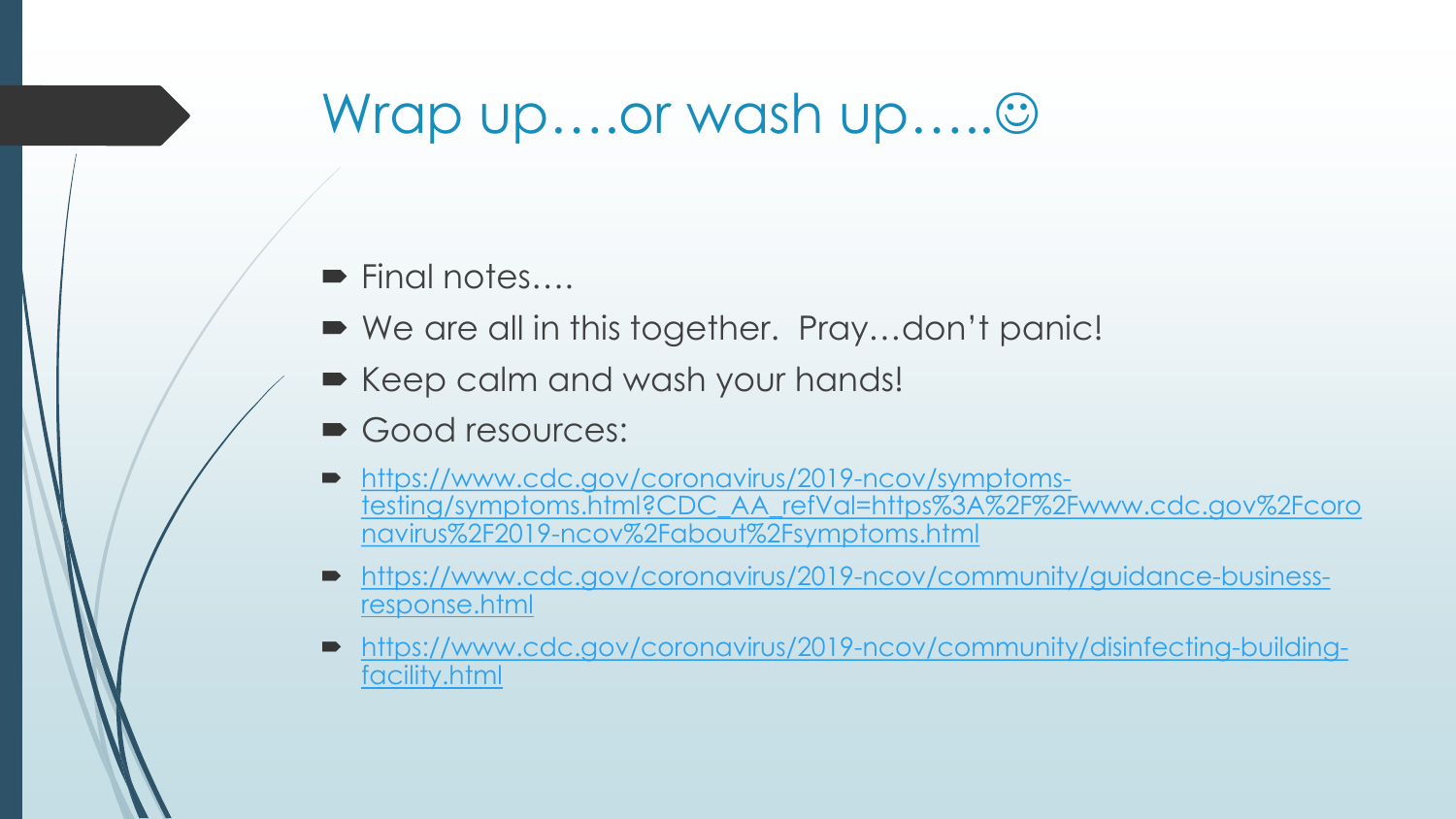# Wrap up….or wash up…..☺

- Final notes….
- We are all in this together.  Pray…don't panic!
- Keep calm and wash your hands!
- Good resources:
- https://www.cdc.gov/coronavirus/2019-ncov/symptoms-testing/symptoms.html?CDC_AA_refVal=https%3A%2F%2Fwww.cdc.gov%2Fcoronavirus%2F2019-ncov%2Fabout%2Fsymptoms.html
- https://www.cdc.gov/coronavirus/2019-ncov/community/guidance-business-response.html
- https://www.cdc.gov/coronavirus/2019-ncov/community/disinfecting-building-facility.html